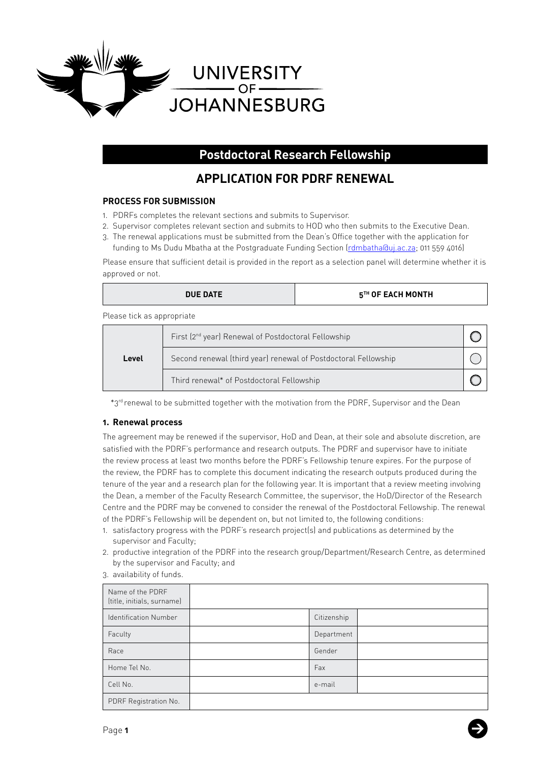UNIVERSITY OF JOHANNESBURG

# Postdoctoral Research Fellowship

## APPLICATION FOR PDRF RENEWAL

### PROCESS FOR SUBMISSION

1. PDRFs completes the relevant sections and submits to Supervisor.
2. Supervisor completes relevant section and submits to HOD who then submits to the Executive Dean.
3. The renewal applications must be submitted from the Dean's Office together with the application for funding to Ms Dudu Mbatha at the Postgraduate Funding Section (rdmbatha@uj.ac.za; 011 559 4016)

Please ensure that sufficient detail is provided in the report as a selection panel will determine whether it is approved or not.

| DUE DATE | 5TH OF EACH MONTH |
|---|---|

Please tick as appropriate

| Level | | |
|---|---|---|
| | First (2nd year) Renewal of Postdoctoral Fellowship | ◯ |
| | Second renewal (third year) renewal of Postdoctoral Fellowship | ◯ |
| | Third renewal* of Postdoctoral Fellowship | ◯ |

*3rd renewal to be submitted together with the motivation from the PDRF, Supervisor and the Dean

#### 1. Renewal process

The agreement may be renewed if the supervisor, HoD and Dean, at their sole and absolute discretion, are satisfied with the PDRF's performance and research outputs. The PDRF and supervisor have to initiate the review process at least two months before the PDRF's Fellowship tenure expires. For the purpose of the review, the PDRF has to complete this document indicating the research outputs produced during the tenure of the year and a research plan for the following year. It is important that a review meeting involving the Dean, a member of the Faculty Research Committee, the supervisor, the HoD/Director of the Research Centre and the PDRF may be convened to consider the renewal of the Postdoctoral Fellowship. The renewal of the PDRF's Fellowship will be dependent on, but not limited to, the following conditions:

1. satisfactory progress with the PDRF's research project(s) and publications as determined by the supervisor and Faculty;
2. productive integration of the PDRF into the research group/Department/Research Centre, as determined by the supervisor and Faculty; and
3. availability of funds.

| Name of the PDRF (title, initials, surname) | | | |
|---|---|---|---|
| Identification Number | | Citizenship | |
| Faculty | | Department | |
| Race | | Gender | |
| Home Tel No. | | Fax | |
| Cell No. | | e-mail | |
| PDRF Registration No. | | | |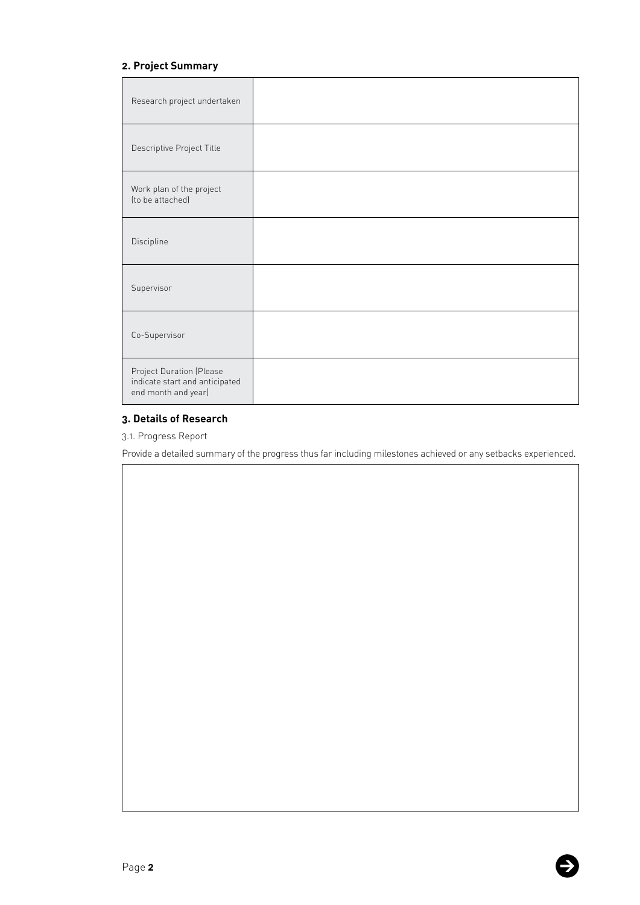## 2. Project Summary

| | |
|---|---|
| Research project undertaken | |
| Descriptive Project Title | |
| Work plan of the project (to be attached) | |
| Discipline | |
| Supervisor | |
| Co-Supervisor | |
| Project Duration (Please indicate start and anticipated end month and year) | |

## 3. Details of Research

3.1. Progress Report

Provide a detailed summary of the progress thus far including milestones achieved or any setbacks experienced.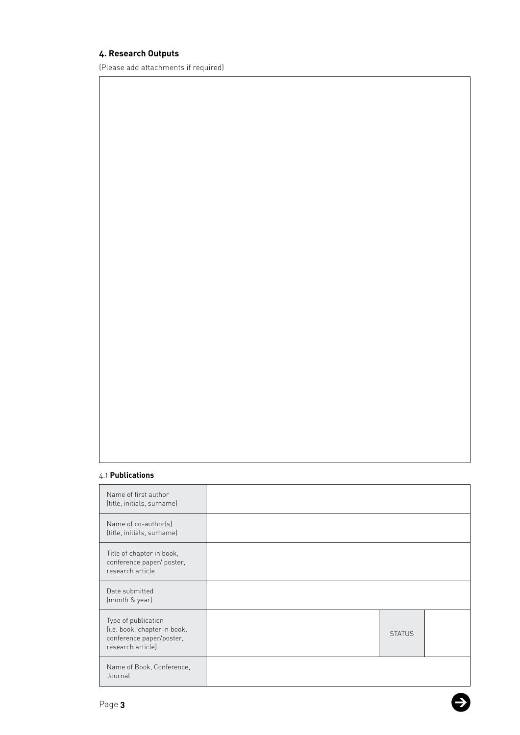## 4. Research Outputs

(Please add attachments if required)

### 4.1 Publications

| | | | |
|---|---|---|---|
| Name of first author (title, initials, surname) | | | |
| Name of co-author(s) (title, initials, surname) | | | |
| Title of chapter in book, conference paper/ poster, research article | | | |
| Date submitted (month & year) | | | |
| Type of publication (i.e. book, chapter in book, conference paper/poster, research article) | | STATUS | |
| Name of Book, Conference, Journal | | | |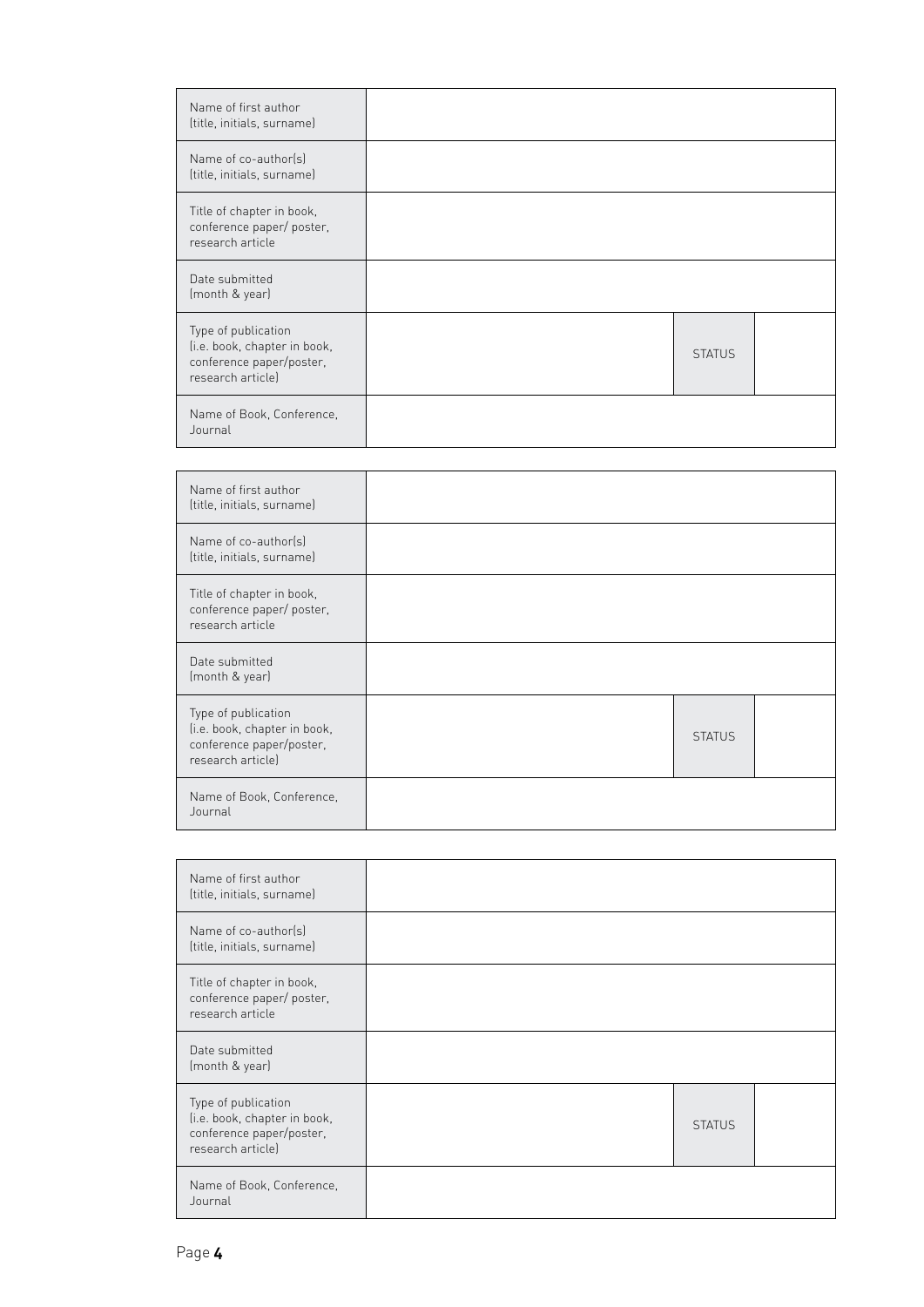| Name of first author (title, initials, surname) | | | |
|---|---|---|---|
| Name of co-author(s) (title, initials, surname) | | | |
| Title of chapter in book, conference paper/ poster, research article | | | |
| Date submitted (month & year) | | | |
| Type of publication (i.e. book, chapter in book, conference paper/poster, research article) | | STATUS | |
| Name of Book, Conference, Journal | | | |

| Name of first author (title, initials, surname) | | | |
|---|---|---|---|
| Name of co-author(s) (title, initials, surname) | | | |
| Title of chapter in book, conference paper/ poster, research article | | | |
| Date submitted (month & year) | | | |
| Type of publication (i.e. book, chapter in book, conference paper/poster, research article) | | STATUS | |
| Name of Book, Conference, Journal | | | |

| Name of first author (title, initials, surname) | | | |
|---|---|---|---|
| Name of co-author(s) (title, initials, surname) | | | |
| Title of chapter in book, conference paper/ poster, research article | | | |
| Date submitted (month & year) | | | |
| Type of publication (i.e. book, chapter in book, conference paper/poster, research article) | | STATUS | |
| Name of Book, Conference, Journal | | | |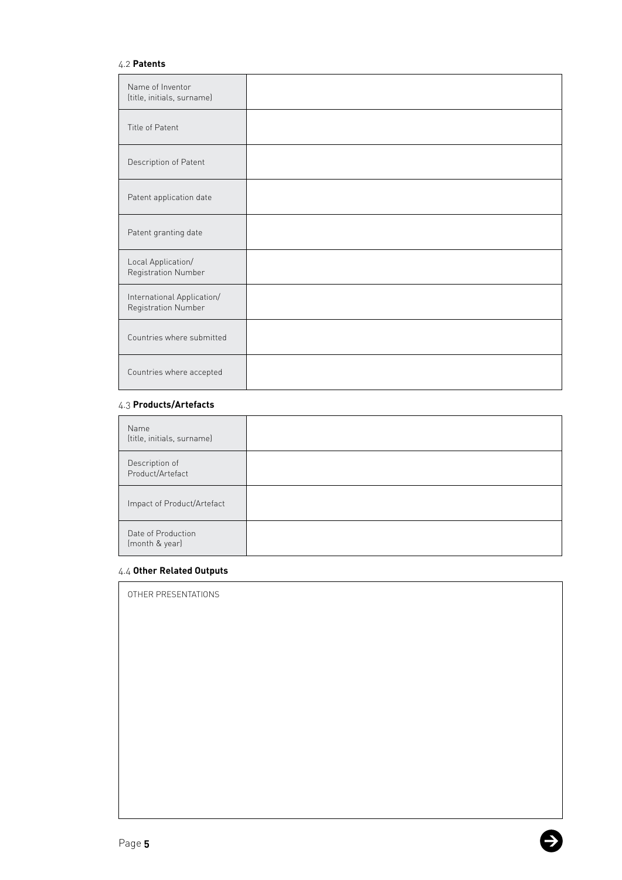### 4.2 **Patents**

| | |
|---|---|
| Name of Inventor (title, initials, surname) | |
| Title of Patent | |
| Description of Patent | |
| Patent application date | |
| Patent granting date | |
| Local Application/ Registration Number | |
| International Application/ Registration Number | |
| Countries where submitted | |
| Countries where accepted | |

### 4.3 **Products/Artefacts**

| | |
|---|---|
| Name (title, initials, surname) | |
| Description of Product/Artefact | |
| Impact of Product/Artefact | |
| Date of Production (month & year) | |

### 4.4 **Other Related Outputs**

| OTHER PRESENTATIONS |
|---|
| |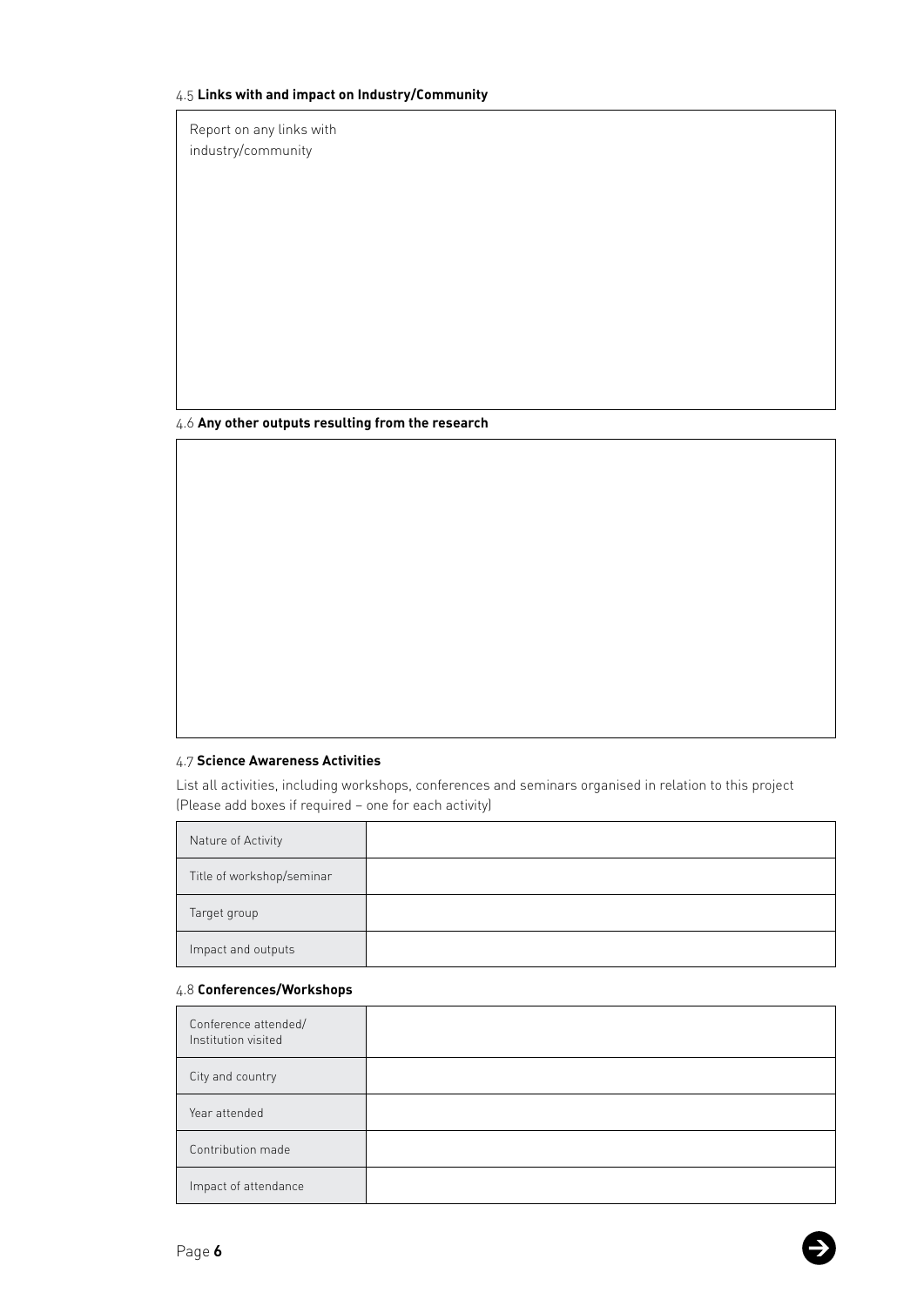#### 4.5 **Links with and impact on Industry/Community**

| Report on any links with industry/community |
| --- |
| |

#### 4.6 **Any other outputs resulting from the research**

| |
| --- |
| |

#### 4.7 **Science Awareness Activities**

List all activities, including workshops, conferences and seminars organised in relation to this project (Please add boxes if required – one for each activity)

| | |
| --- | --- |
| Nature of Activity | |
| Title of workshop/seminar | |
| Target group | |
| Impact and outputs | |

#### 4.8 **Conferences/Workshops**

| | |
| --- | --- |
| Conference attended/ Institution visited | |
| City and country | |
| Year attended | |
| Contribution made | |
| Impact of attendance | |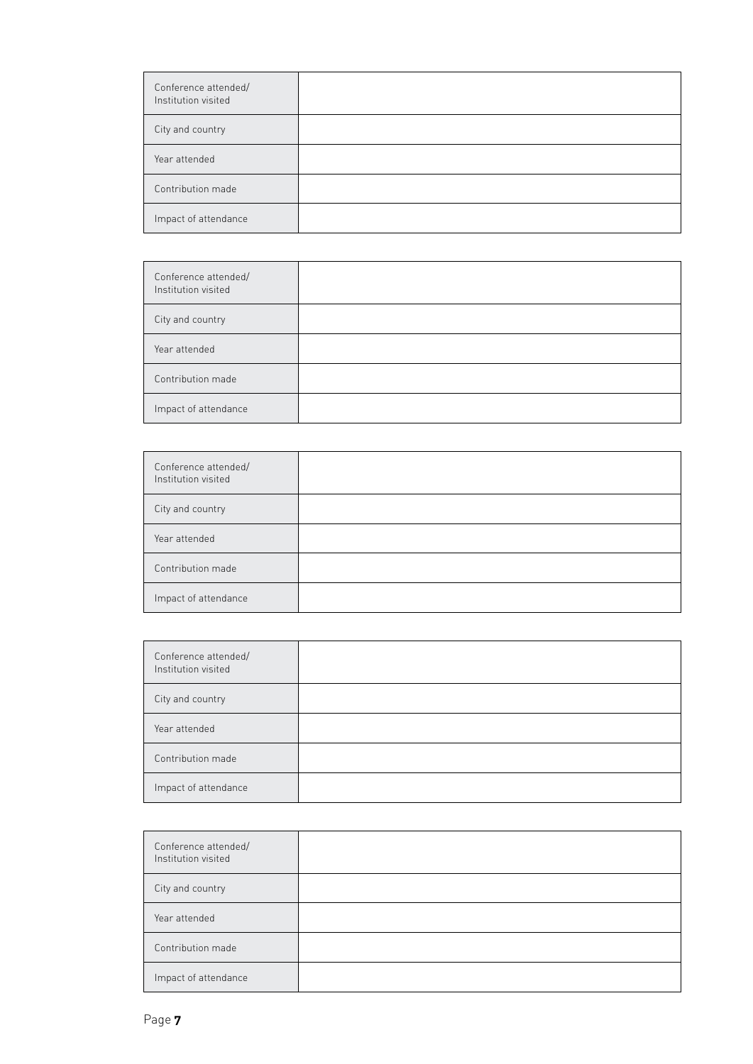| Conference attended/ Institution visited | |
|---|---|
| City and country | |
| Year attended | |
| Contribution made | |
| Impact of attendance | |

| Conference attended/ Institution visited | |
|---|---|
| City and country | |
| Year attended | |
| Contribution made | |
| Impact of attendance | |

| Conference attended/ Institution visited | |
|---|---|
| City and country | |
| Year attended | |
| Contribution made | |
| Impact of attendance | |

| Conference attended/ Institution visited | |
|---|---|
| City and country | |
| Year attended | |
| Contribution made | |
| Impact of attendance | |

| Conference attended/ Institution visited | |
|---|---|
| City and country | |
| Year attended | |
| Contribution made | |
| Impact of attendance | |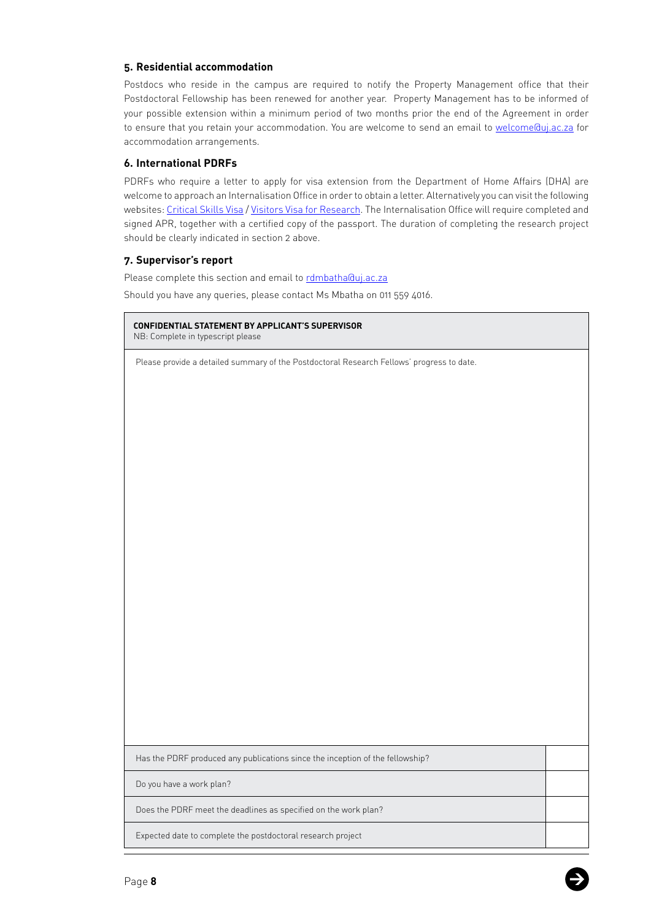### 5. Residential accommodation

Postdocs who reside in the campus are required to notify the Property Management office that their Postdoctoral Fellowship has been renewed for another year. Property Management has to be informed of your possible extension within a minimum period of two months prior the end of the Agreement in order to ensure that you retain your accommodation. You are welcome to send an email to welcome@uj.ac.za for accommodation arrangements.

### 6. International PDRFs

PDRFs who require a letter to apply for visa extension from the Department of Home Affairs (DHA) are welcome to approach an Internalisation Office in order to obtain a letter. Alternatively you can visit the following websites: Critical Skills Visa / Visitors Visa for Research. The Internalisation Office will require completed and signed APR, together with a certified copy of the passport. The duration of completing the research project should be clearly indicated in section 2 above.

### 7. Supervisor's report

Please complete this section and email to rdmbatha@uj.ac.za

Should you have any queries, please contact Ms Mbatha on 011 559 4016.

| **CONFIDENTIAL STATEMENT BY APPLICANT'S SUPERVISOR**<br>NB: Complete in typescript please | |
|---|---|
| Please provide a detailed summary of the Postdoctoral Research Fellows' progress to date. | |
| Has the PDRF produced any publications since the inception of the fellowship? | |
| Do you have a work plan? | |
| Does the PDRF meet the deadlines as specified on the work plan? | |
| Expected date to complete the postdoctoral research project | |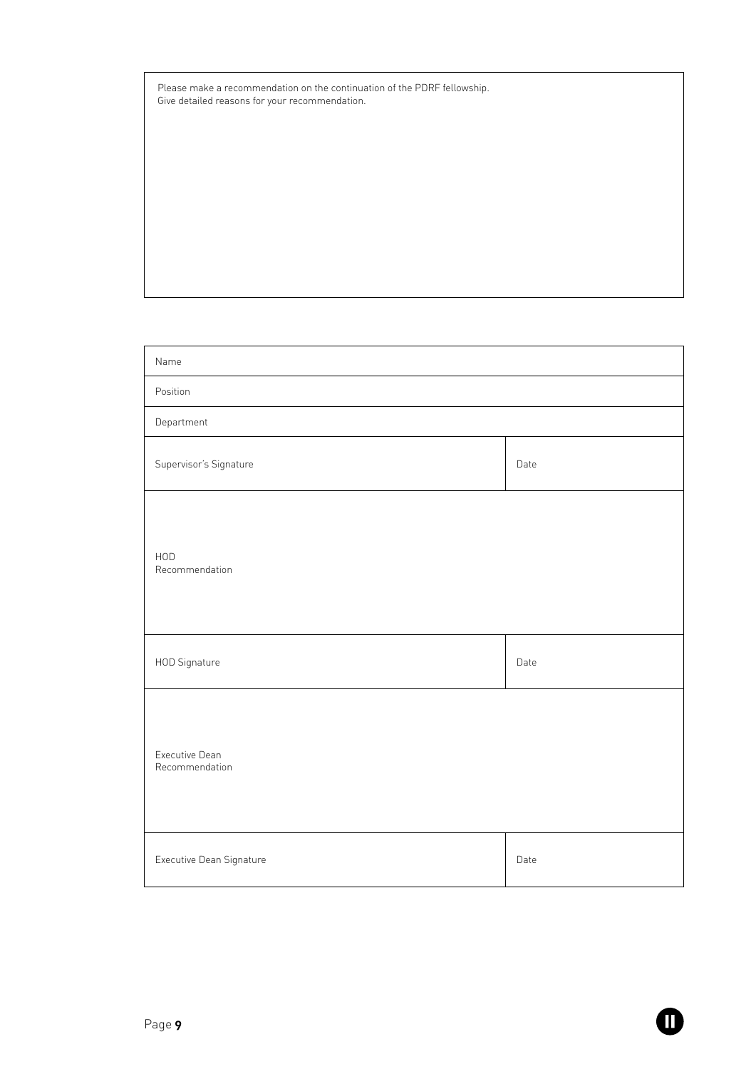Please make a recommendation on the continuation of the PDRF fellowship.
Give detailed reasons for your recommendation.

| | |
|---|---|
| Name | |
| Position | |
| Department | |
| Supervisor's Signature | Date |
| HOD Recommendation | |
| HOD Signature | Date |
| Executive Dean Recommendation | |
| Executive Dean Signature | Date |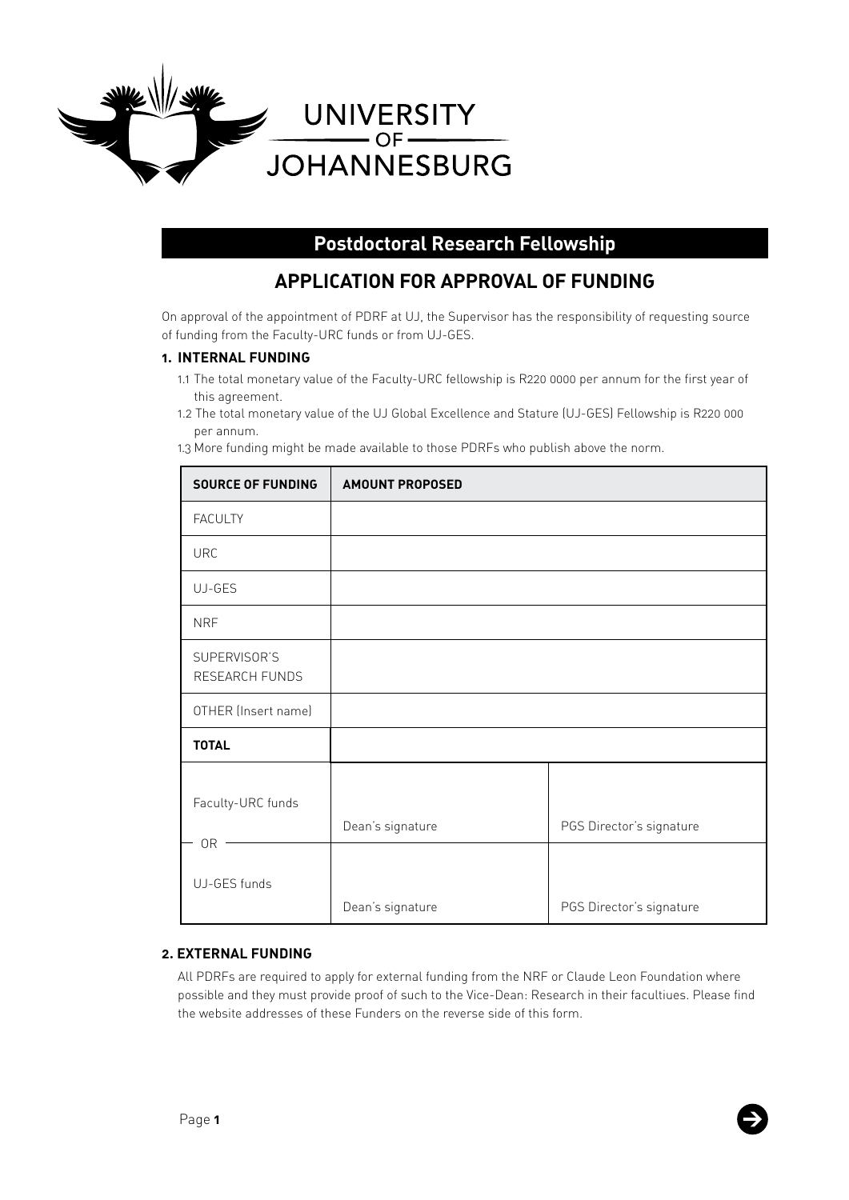# UNIVERSITY OF JOHANNESBURG

## Postdoctoral Research Fellowship

## APPLICATION FOR APPROVAL OF FUNDING

On approval of the appointment of PDRF at UJ, the Supervisor has the responsibility of requesting source of funding from the Faculty-URC funds or from UJ-GES.

### 1. INTERNAL FUNDING

1.1 The total monetary value of the Faculty-URC fellowship is R220 0000 per annum for the first year of this agreement.

1.2 The total monetary value of the UJ Global Excellence and Stature (UJ-GES) Fellowship is R220 000 per annum.

1.3 More funding might be made available to those PDRFs who publish above the norm.

| SOURCE OF FUNDING | AMOUNT PROPOSED | |
|---|---|---|
| FACULTY | | |
| URC | | |
| UJ-GES | | |
| NRF | | |
| SUPERVISOR'S RESEARCH FUNDS | | |
| OTHER (Insert name) | | |
| **TOTAL** | | |
| Faculty-URC funds | Dean's signature | PGS Director's signature |
| OR | | |
| UJ-GES funds | Dean's signature | PGS Director's signature |

### 2. EXTERNAL FUNDING

All PDRFs are required to apply for external funding from the NRF or Claude Leon Foundation where possible and they must provide proof of such to the Vice-Dean: Research in their facultiues. Please find the website addresses of these Funders on the reverse side of this form.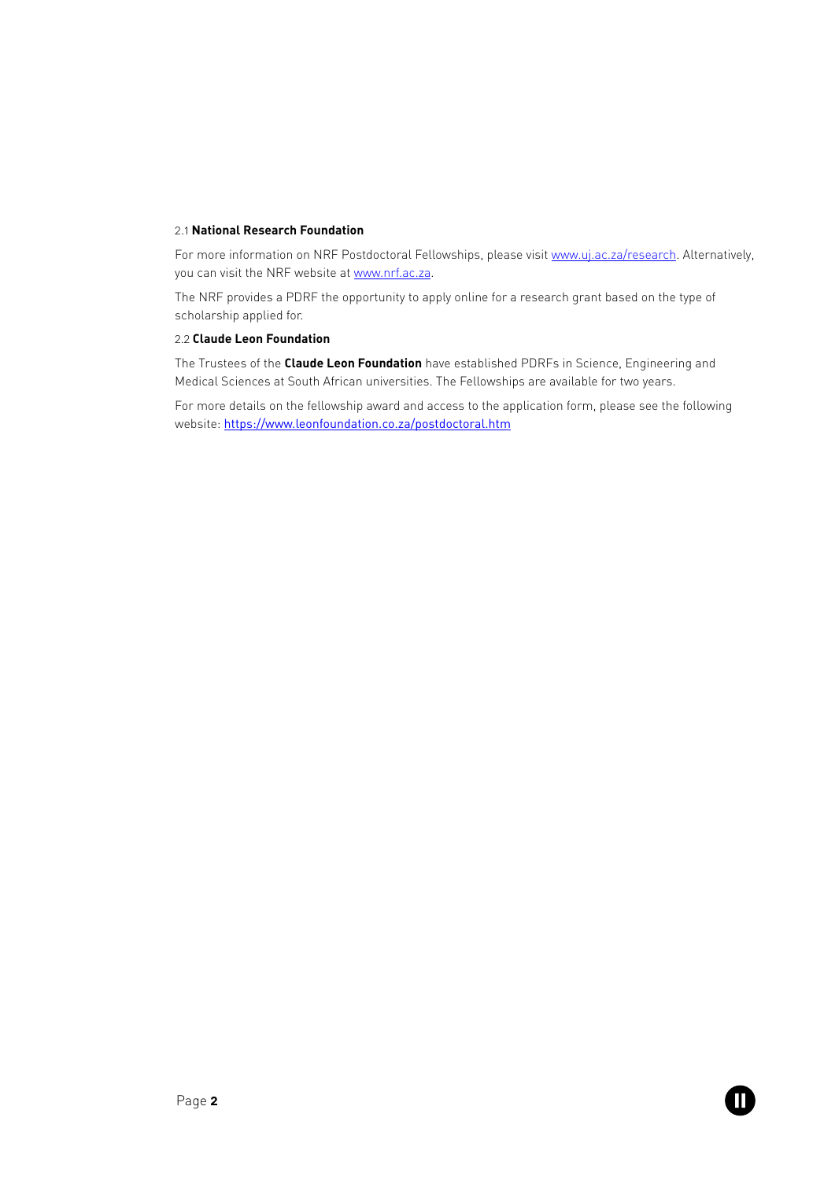2.1 **National Research Foundation**

For more information on NRF Postdoctoral Fellowships, please visit [www.uj.ac.za/research](www.uj.ac.za/research). Alternatively, you can visit the NRF website at [www.nrf.ac.za](www.nrf.ac.za).

The NRF provides a PDRF the opportunity to apply online for a research grant based on the type of scholarship applied for.

2.2 **Claude Leon Foundation**

The Trustees of the **Claude Leon Foundation** have established PDRFs in Science, Engineering and Medical Sciences at South African universities. The Fellowships are available for two years.

For more details on the fellowship award and access to the application form, please see the following website: [https://www.leonfoundation.co.za/postdoctoral.htm](https://www.leonfoundation.co.za/postdoctoral.htm)